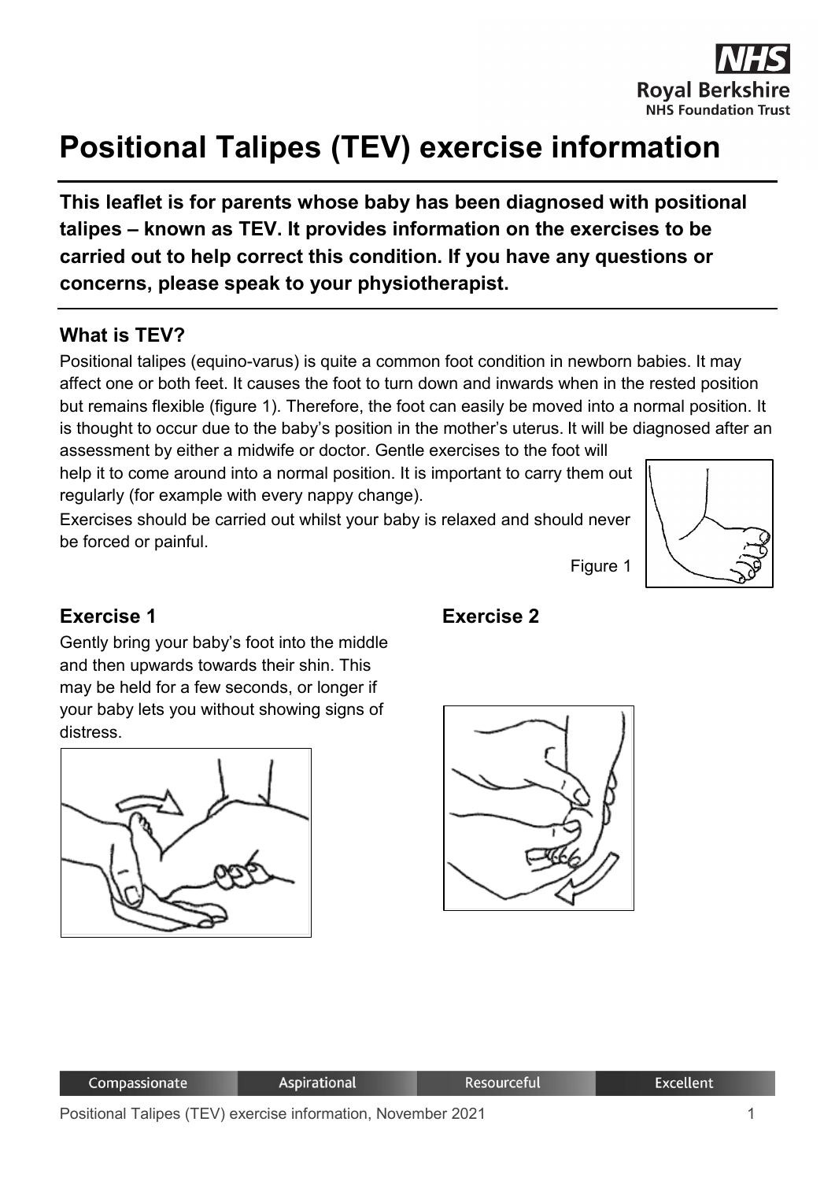# Positional Talipes (TEV) exercise information

**This leaflet is for parents whose baby has been diagnosed with positional talipes – known as TEV. It provides information on the exercises to be carried out to help correct this condition. If you have any questions or concerns, please speak to your physiotherapist.**

## What is TEV?

Positional talipes (equino-varus) is quite a common foot condition in newborn babies. It may affect one or both feet. It causes the foot to turn down and inwards when in the rested position but remains flexible (figure 1). Therefore, the foot can easily be moved into a normal position. It is thought to occur due to the baby's position in the mother's uterus. It will be diagnosed after an assessment by either a midwife or doctor. Gentle exercises to the foot will help it to come around into a normal position. It is important to carry them out regularly (for example with every nappy change).

Exercises should be carried out whilst your baby is relaxed and should never be forced or painful.

Figure 1

## Exercise 1

Gently bring your baby's foot into the middle and then upwards towards their shin. This may be held for a few seconds, or longer if your baby lets you without showing signs of distress.

## Exercise 2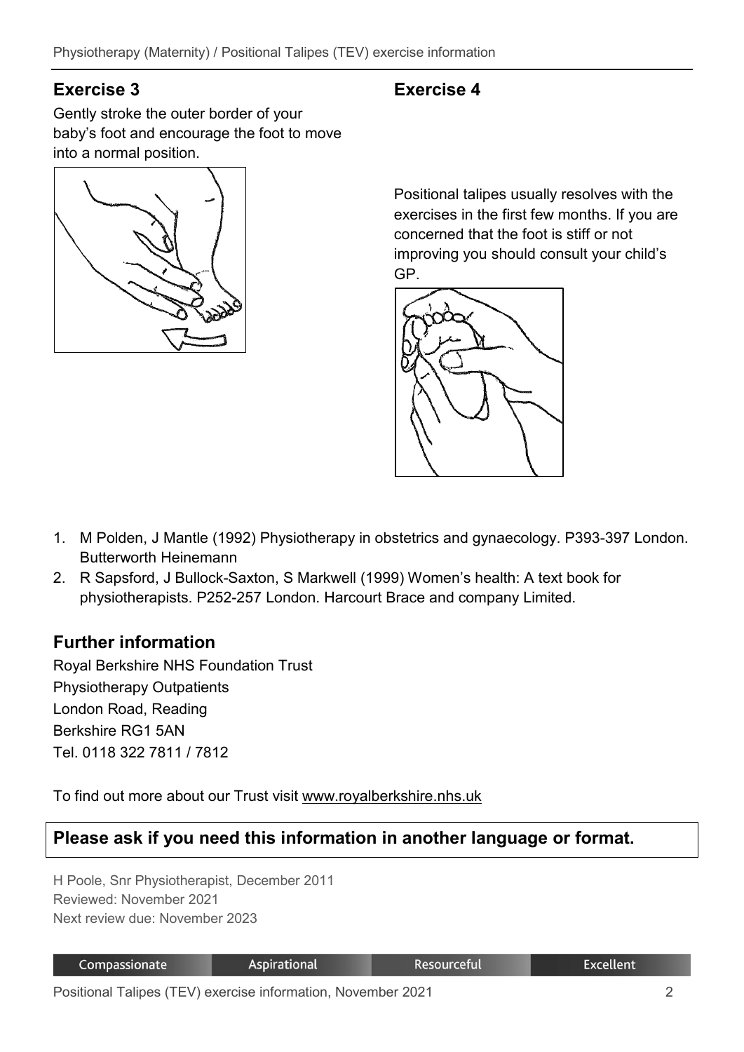## Exercise 3

Gently stroke the outer border of your baby's foot and encourage the foot to move into a normal position.

## Exercise 4

Positional talipes usually resolves with the exercises in the first few months. If you are concerned that the foot is stiff or not improving you should consult your child's GP.

1. M Polden, J Mantle (1992) Physiotherapy in obstetrics and gynaecology. P393-397 London. Butterworth Heinemann
2. R Sapsford, J Bullock-Saxton, S Markwell (1999) Women's health: A text book for physiotherapists. P252-257 London. Harcourt Brace and company Limited.

## Further information

Royal Berkshire NHS Foundation Trust
Physiotherapy Outpatients
London Road, Reading
Berkshire RG1 5AN
Tel. 0118 322 7811 / 7812

To find out more about our Trust visit www.royalberkshire.nhs.uk

**Please ask if you need this information in another language or format.**

H Poole, Snr Physiotherapist, December 2011
Reviewed: November 2021
Next review due: November 2023

Compassionate | Aspirational | Resourceful | Excellent